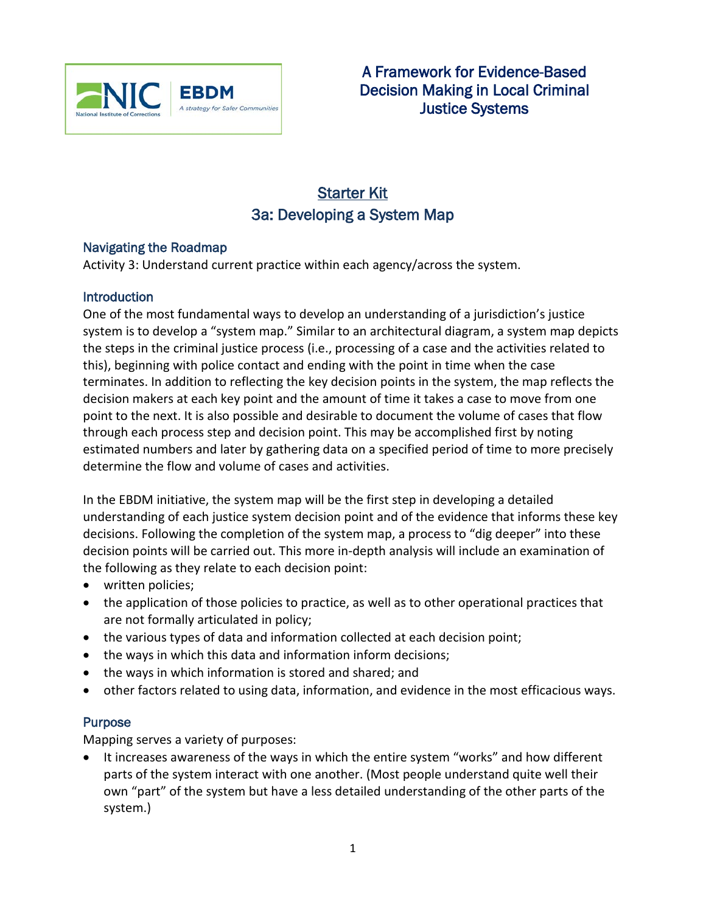# A Framework for Evidence-Based Decision Making in Local Criminal Justice Systems

## Starter Kit

## 3a: Developing a System Map

### Navigating the Roadmap

Activity 3: Understand current practice within each agency/across the system.

### Introduction

One of the most fundamental ways to develop an understanding of a jurisdiction's justice system is to develop a "system map." Similar to an architectural diagram, a system map depicts the steps in the criminal justice process (i.e., processing of a case and the activities related to this), beginning with police contact and ending with the point in time when the case terminates. In addition to reflecting the key decision points in the system, the map reflects the decision makers at each key point and the amount of time it takes a case to move from one point to the next. It is also possible and desirable to document the volume of cases that flow through each process step and decision point. This may be accomplished first by noting estimated numbers and later by gathering data on a specified period of time to more precisely determine the flow and volume of cases and activities.

In the EBDM initiative, the system map will be the first step in developing a detailed understanding of each justice system decision point and of the evidence that informs these key decisions. Following the completion of the system map, a process to "dig deeper" into these decision points will be carried out. This more in-depth analysis will include an examination of the following as they relate to each decision point:

- written policies;
- the application of those policies to practice, as well as to other operational practices that are not formally articulated in policy;
- the various types of data and information collected at each decision point;
- the ways in which this data and information inform decisions;
- the ways in which information is stored and shared; and
- other factors related to using data, information, and evidence in the most efficacious ways.

### Purpose

Mapping serves a variety of purposes:

- It increases awareness of the ways in which the entire system "works" and how different parts of the system interact with one another. (Most people understand quite well their own "part" of the system but have a less detailed understanding of the other parts of the system.)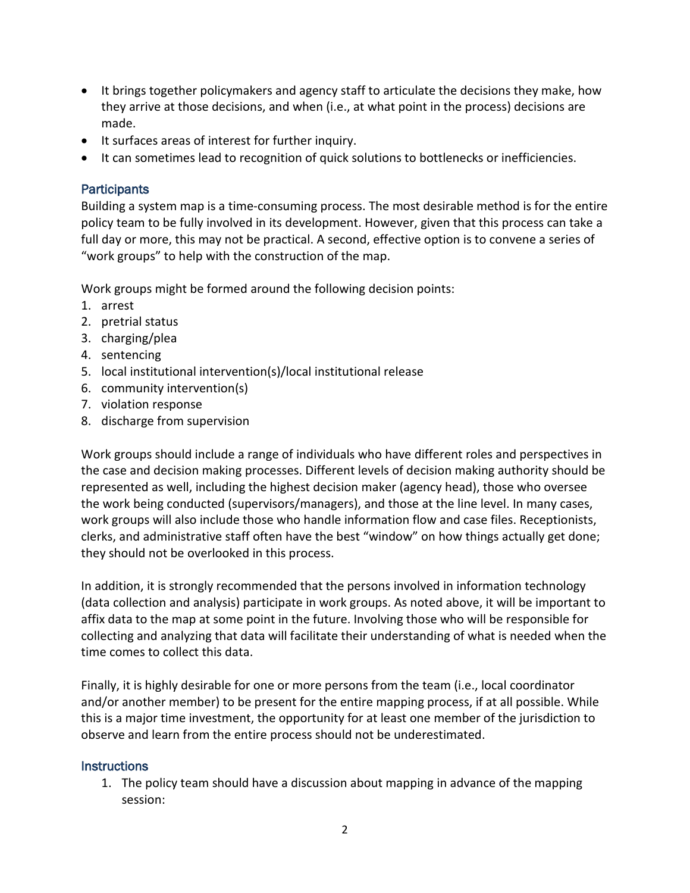- It brings together policymakers and agency staff to articulate the decisions they make, how they arrive at those decisions, and when (i.e., at what point in the process) decisions are made.
- It surfaces areas of interest for further inquiry.
- It can sometimes lead to recognition of quick solutions to bottlenecks or inefficiencies.

### Participants

Building a system map is a time-consuming process. The most desirable method is for the entire policy team to be fully involved in its development. However, given that this process can take a full day or more, this may not be practical. A second, effective option is to convene a series of "work groups" to help with the construction of the map.

Work groups might be formed around the following decision points:

1. arrest
2. pretrial status
3. charging/plea
4. sentencing
5. local institutional intervention(s)/local institutional release
6. community intervention(s)
7. violation response
8. discharge from supervision

Work groups should include a range of individuals who have different roles and perspectives in the case and decision making processes. Different levels of decision making authority should be represented as well, including the highest decision maker (agency head), those who oversee the work being conducted (supervisors/managers), and those at the line level. In many cases, work groups will also include those who handle information flow and case files. Receptionists, clerks, and administrative staff often have the best "window" on how things actually get done; they should not be overlooked in this process.

In addition, it is strongly recommended that the persons involved in information technology (data collection and analysis) participate in work groups. As noted above, it will be important to affix data to the map at some point in the future. Involving those who will be responsible for collecting and analyzing that data will facilitate their understanding of what is needed when the time comes to collect this data.

Finally, it is highly desirable for one or more persons from the team (i.e., local coordinator and/or another member) to be present for the entire mapping process, if at all possible. While this is a major time investment, the opportunity for at least one member of the jurisdiction to observe and learn from the entire process should not be underestimated.

### Instructions

1. The policy team should have a discussion about mapping in advance of the mapping session: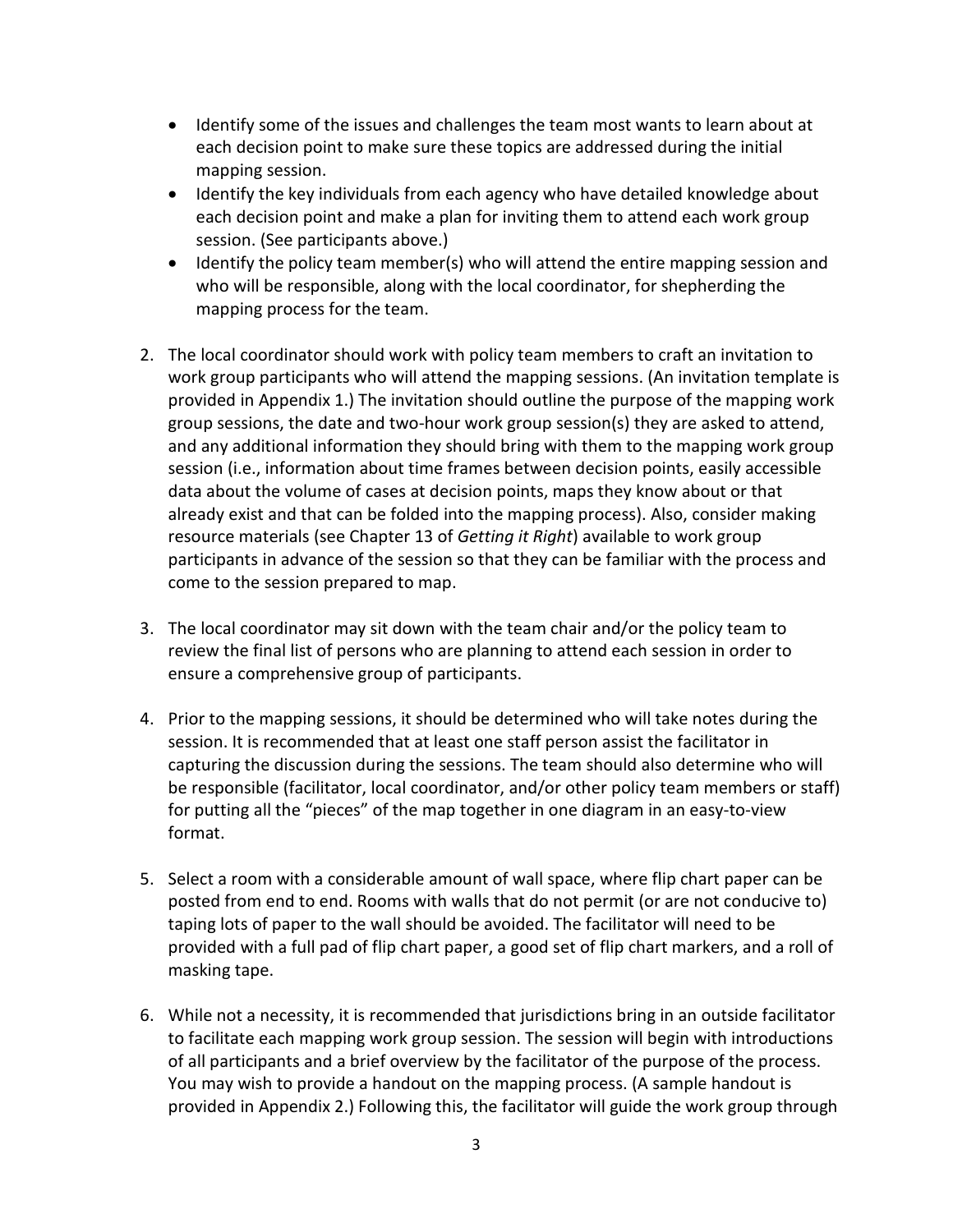- Identify some of the issues and challenges the team most wants to learn about at each decision point to make sure these topics are addressed during the initial mapping session.
- Identify the key individuals from each agency who have detailed knowledge about each decision point and make a plan for inviting them to attend each work group session. (See participants above.)
- Identify the policy team member(s) who will attend the entire mapping session and who will be responsible, along with the local coordinator, for shepherding the mapping process for the team.

2. The local coordinator should work with policy team members to craft an invitation to work group participants who will attend the mapping sessions. (An invitation template is provided in Appendix 1.) The invitation should outline the purpose of the mapping work group sessions, the date and two-hour work group session(s) they are asked to attend, and any additional information they should bring with them to the mapping work group session (i.e., information about time frames between decision points, easily accessible data about the volume of cases at decision points, maps they know about or that already exist and that can be folded into the mapping process). Also, consider making resource materials (see Chapter 13 of *Getting it Right*) available to work group participants in advance of the session so that they can be familiar with the process and come to the session prepared to map.

3. The local coordinator may sit down with the team chair and/or the policy team to review the final list of persons who are planning to attend each session in order to ensure a comprehensive group of participants.

4. Prior to the mapping sessions, it should be determined who will take notes during the session. It is recommended that at least one staff person assist the facilitator in capturing the discussion during the sessions. The team should also determine who will be responsible (facilitator, local coordinator, and/or other policy team members or staff) for putting all the "pieces" of the map together in one diagram in an easy-to-view format.

5. Select a room with a considerable amount of wall space, where flip chart paper can be posted from end to end. Rooms with walls that do not permit (or are not conducive to) taping lots of paper to the wall should be avoided. The facilitator will need to be provided with a full pad of flip chart paper, a good set of flip chart markers, and a roll of masking tape.

6. While not a necessity, it is recommended that jurisdictions bring in an outside facilitator to facilitate each mapping work group session. The session will begin with introductions of all participants and a brief overview by the facilitator of the purpose of the process. You may wish to provide a handout on the mapping process. (A sample handout is provided in Appendix 2.) Following this, the facilitator will guide the work group through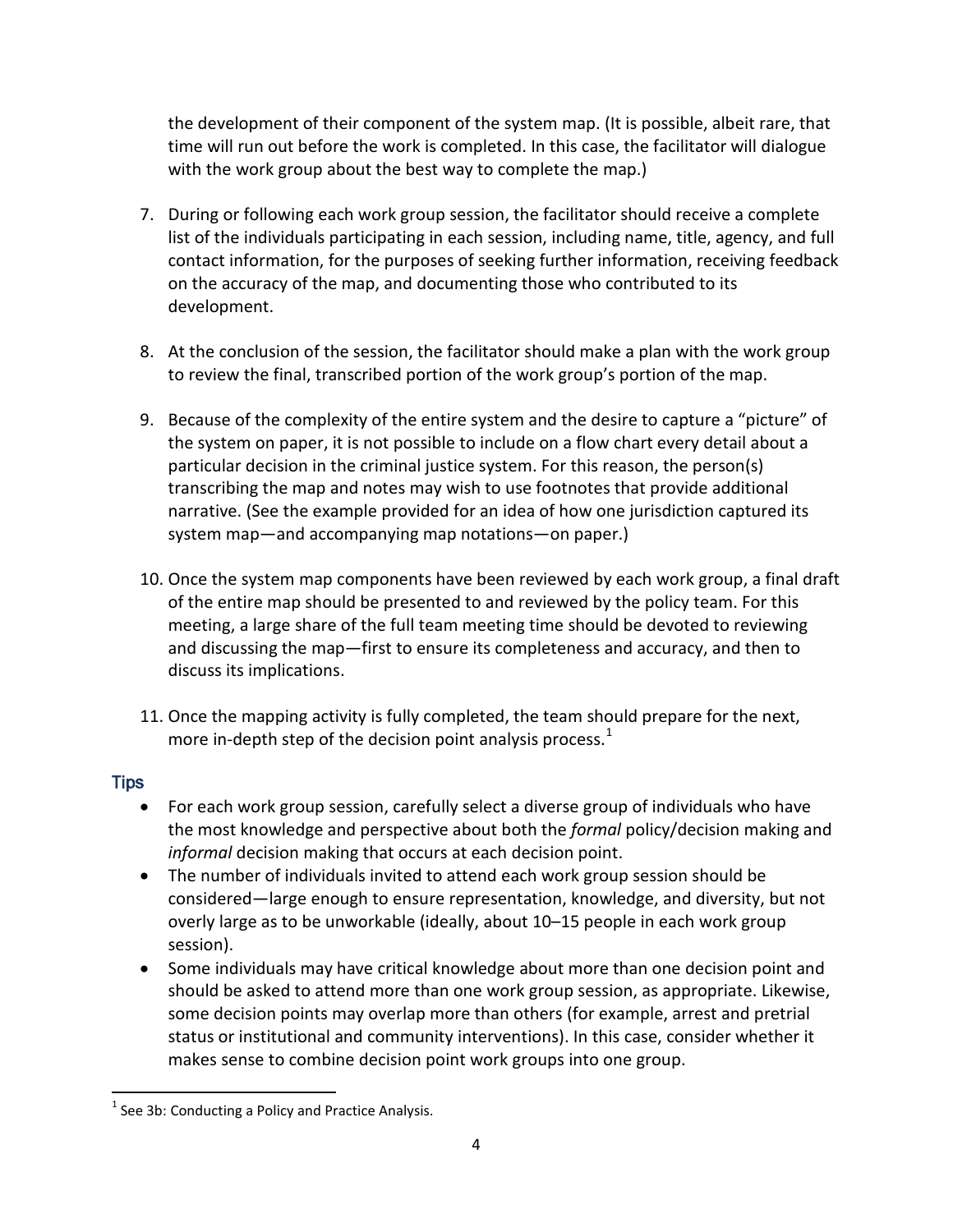the development of their component of the system map. (It is possible, albeit rare, that time will run out before the work is completed. In this case, the facilitator will dialogue with the work group about the best way to complete the map.)

7. During or following each work group session, the facilitator should receive a complete list of the individuals participating in each session, including name, title, agency, and full contact information, for the purposes of seeking further information, receiving feedback on the accuracy of the map, and documenting those who contributed to its development.

8. At the conclusion of the session, the facilitator should make a plan with the work group to review the final, transcribed portion of the work group's portion of the map.

9. Because of the complexity of the entire system and the desire to capture a "picture" of the system on paper, it is not possible to include on a flow chart every detail about a particular decision in the criminal justice system. For this reason, the person(s) transcribing the map and notes may wish to use footnotes that provide additional narrative. (See the example provided for an idea of how one jurisdiction captured its system map—and accompanying map notations—on paper.)

10. Once the system map components have been reviewed by each work group, a final draft of the entire map should be presented to and reviewed by the policy team. For this meeting, a large share of the full team meeting time should be devoted to reviewing and discussing the map—first to ensure its completeness and accuracy, and then to discuss its implications.

11. Once the mapping activity is fully completed, the team should prepare for the next, more in-depth step of the decision point analysis process.[1]

### Tips

- For each work group session, carefully select a diverse group of individuals who have the most knowledge and perspective about both the *formal* policy/decision making and *informal* decision making that occurs at each decision point.
- The number of individuals invited to attend each work group session should be considered—large enough to ensure representation, knowledge, and diversity, but not overly large as to be unworkable (ideally, about 10–15 people in each work group session).
- Some individuals may have critical knowledge about more than one decision point and should be asked to attend more than one work group session, as appropriate. Likewise, some decision points may overlap more than others (for example, arrest and pretrial status or institutional and community interventions). In this case, consider whether it makes sense to combine decision point work groups into one group.

[1] See 3b: Conducting a Policy and Practice Analysis.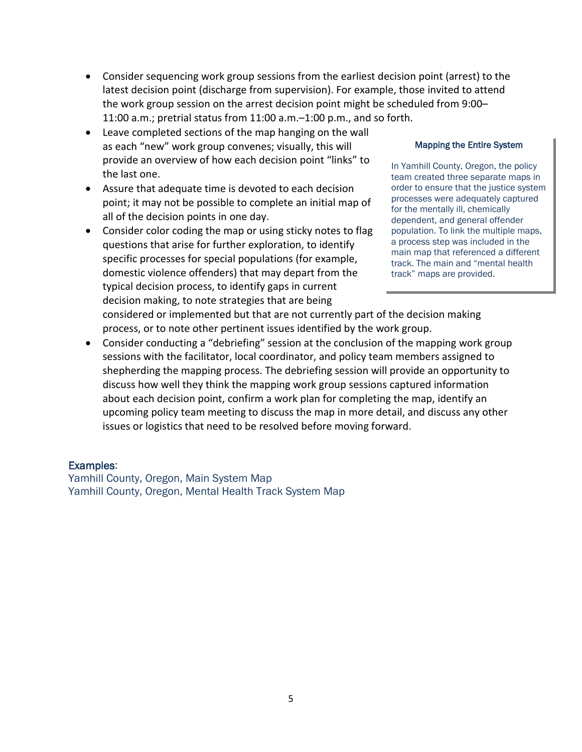- Consider sequencing work group sessions from the earliest decision point (arrest) to the latest decision point (discharge from supervision). For example, those invited to attend the work group session on the arrest decision point might be scheduled from 9:00–11:00 a.m.; pretrial status from 11:00 a.m.–1:00 p.m., and so forth.
- Leave completed sections of the map hanging on the wall as each "new" work group convenes; visually, this will provide an overview of how each decision point "links" to the last one.
- Assure that adequate time is devoted to each decision point; it may not be possible to complete an initial map of all of the decision points in one day.
- Consider color coding the map or using sticky notes to flag questions that arise for further exploration, to identify specific processes for special populations (for example, domestic violence offenders) that may depart from the typical decision process, to identify gaps in current decision making, to note strategies that are being considered or implemented but that are not currently part of the decision making process, or to note other pertinent issues identified by the work group.
- Consider conducting a "debriefing" session at the conclusion of the mapping work group sessions with the facilitator, local coordinator, and policy team members assigned to shepherding the mapping process. The debriefing session will provide an opportunity to discuss how well they think the mapping work group sessions captured information about each decision point, confirm a work plan for completing the map, identify an upcoming policy team meeting to discuss the map in more detail, and discuss any other issues or logistics that need to be resolved before moving forward.

**Mapping the Entire System**

In Yamhill County, Oregon, the policy team created three separate maps in order to ensure that the justice system processes were adequately captured for the mentally ill, chemically dependent, and general offender population. To link the multiple maps, a process step was included in the main map that referenced a different track. The main and "mental health track" maps are provided.

**Examples**:

Yamhill County, Oregon, Main System Map

Yamhill County, Oregon, Mental Health Track System Map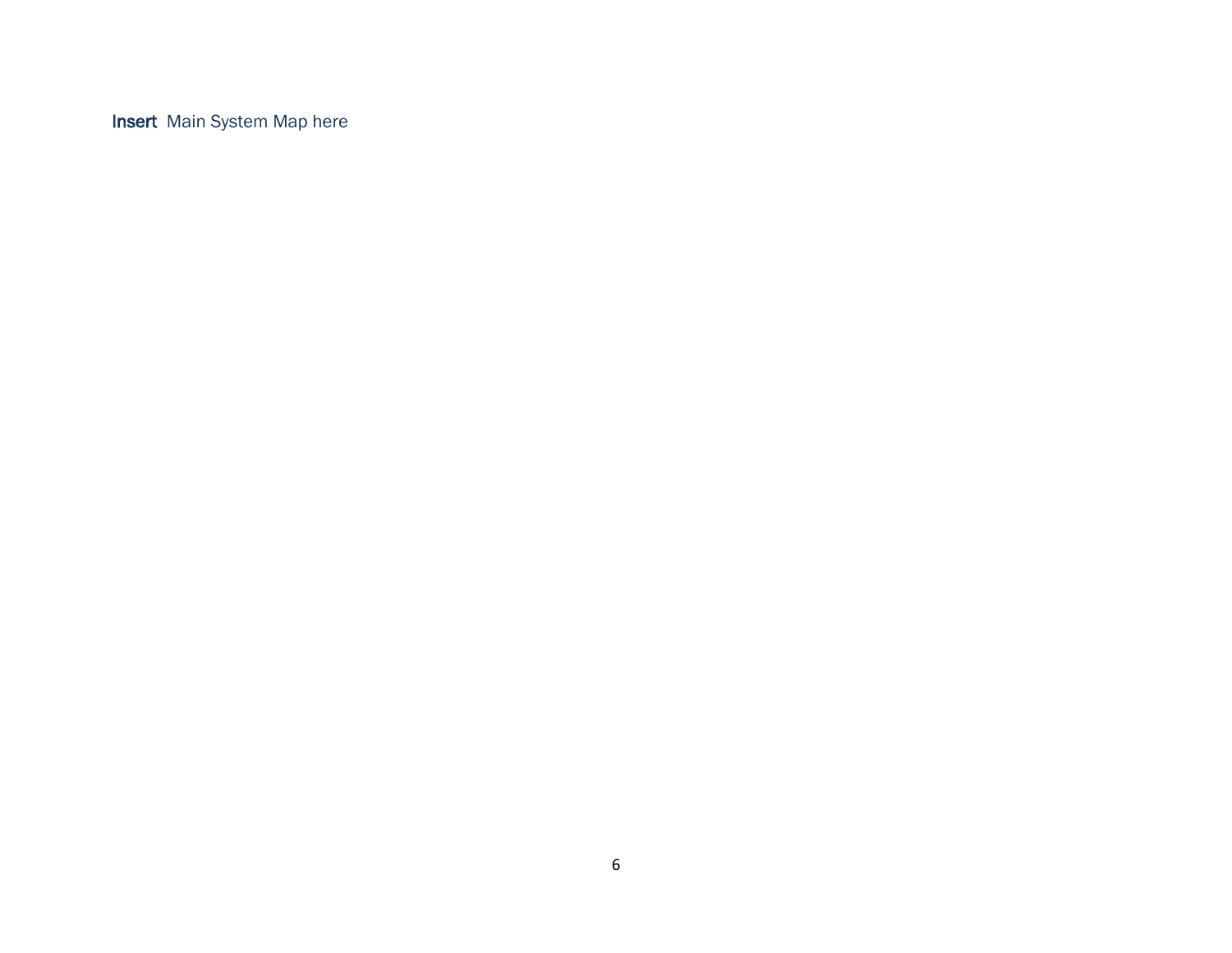**Insert** Main System Map here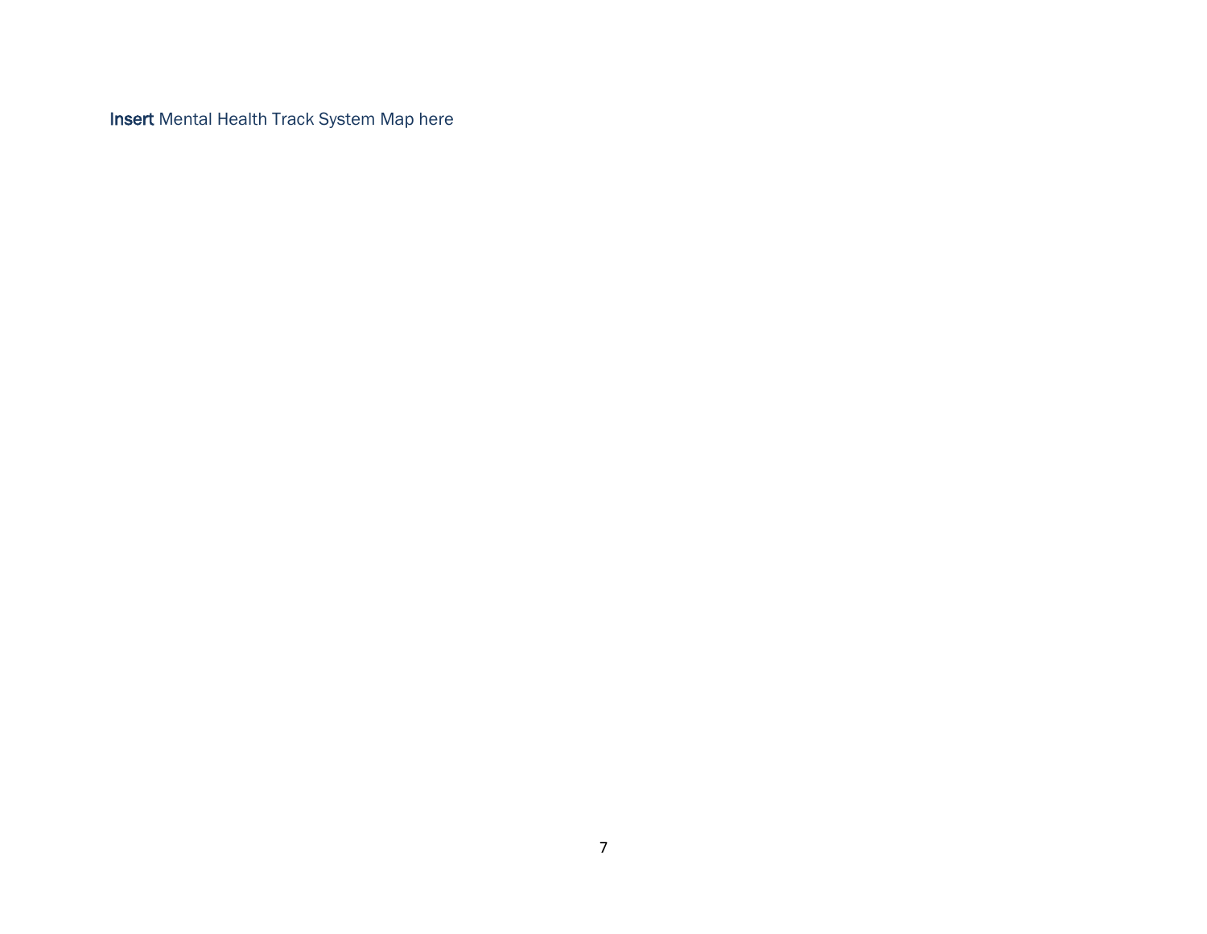Insert Mental Health Track System Map here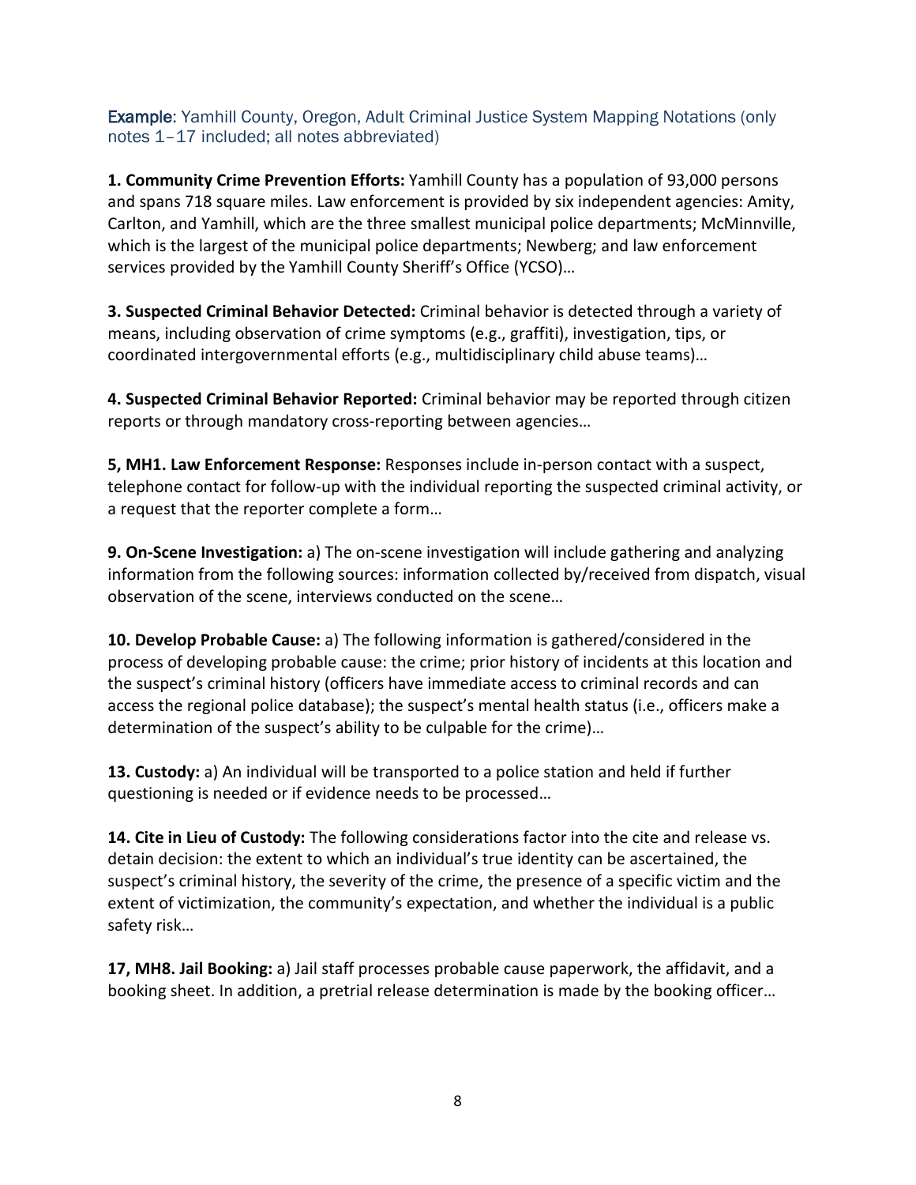**Example**: Yamhill County, Oregon, Adult Criminal Justice System Mapping Notations (only notes 1–17 included; all notes abbreviated)

**1. Community Crime Prevention Efforts:** Yamhill County has a population of 93,000 persons and spans 718 square miles. Law enforcement is provided by six independent agencies: Amity, Carlton, and Yamhill, which are the three smallest municipal police departments; McMinnville, which is the largest of the municipal police departments; Newberg; and law enforcement services provided by the Yamhill County Sheriff's Office (YCSO)…

**3. Suspected Criminal Behavior Detected:** Criminal behavior is detected through a variety of means, including observation of crime symptoms (e.g., graffiti), investigation, tips, or coordinated intergovernmental efforts (e.g., multidisciplinary child abuse teams)…

**4. Suspected Criminal Behavior Reported:** Criminal behavior may be reported through citizen reports or through mandatory cross-reporting between agencies…

**5, MH1. Law Enforcement Response:** Responses include in-person contact with a suspect, telephone contact for follow-up with the individual reporting the suspected criminal activity, or a request that the reporter complete a form…

**9. On-Scene Investigation:** a) The on-scene investigation will include gathering and analyzing information from the following sources: information collected by/received from dispatch, visual observation of the scene, interviews conducted on the scene…

**10. Develop Probable Cause:** a) The following information is gathered/considered in the process of developing probable cause: the crime; prior history of incidents at this location and the suspect's criminal history (officers have immediate access to criminal records and can access the regional police database); the suspect's mental health status (i.e., officers make a determination of the suspect's ability to be culpable for the crime)…

**13. Custody:** a) An individual will be transported to a police station and held if further questioning is needed or if evidence needs to be processed…

**14. Cite in Lieu of Custody:** The following considerations factor into the cite and release vs. detain decision: the extent to which an individual's true identity can be ascertained, the suspect's criminal history, the severity of the crime, the presence of a specific victim and the extent of victimization, the community's expectation, and whether the individual is a public safety risk…

**17, MH8. Jail Booking:** a) Jail staff processes probable cause paperwork, the affidavit, and a booking sheet. In addition, a pretrial release determination is made by the booking officer…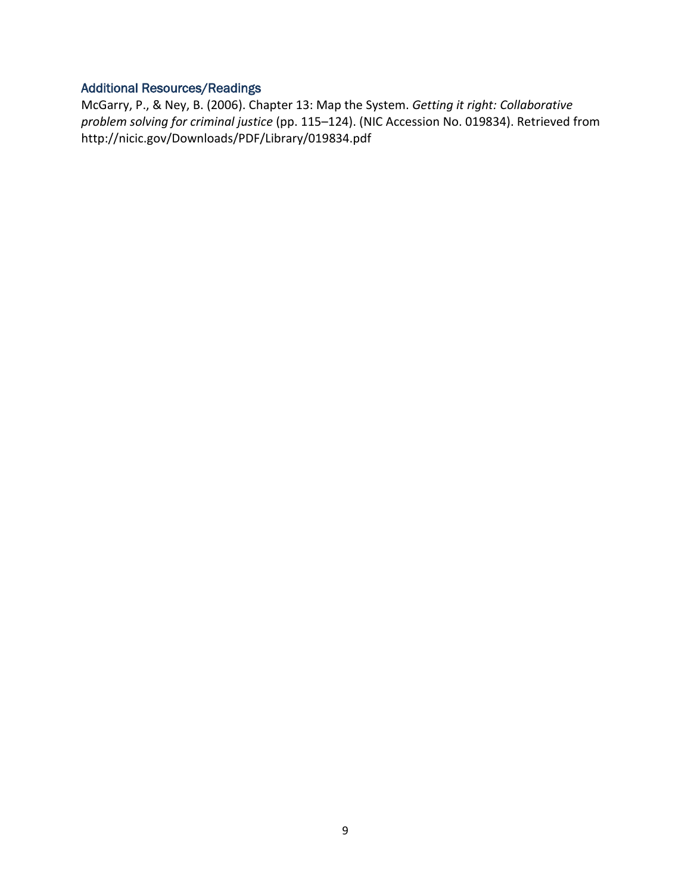### Additional Resources/Readings

McGarry, P., & Ney, B. (2006). Chapter 13: Map the System. *Getting it right: Collaborative problem solving for criminal justice* (pp. 115–124). (NIC Accession No. 019834). Retrieved from http://nicic.gov/Downloads/PDF/Library/019834.pdf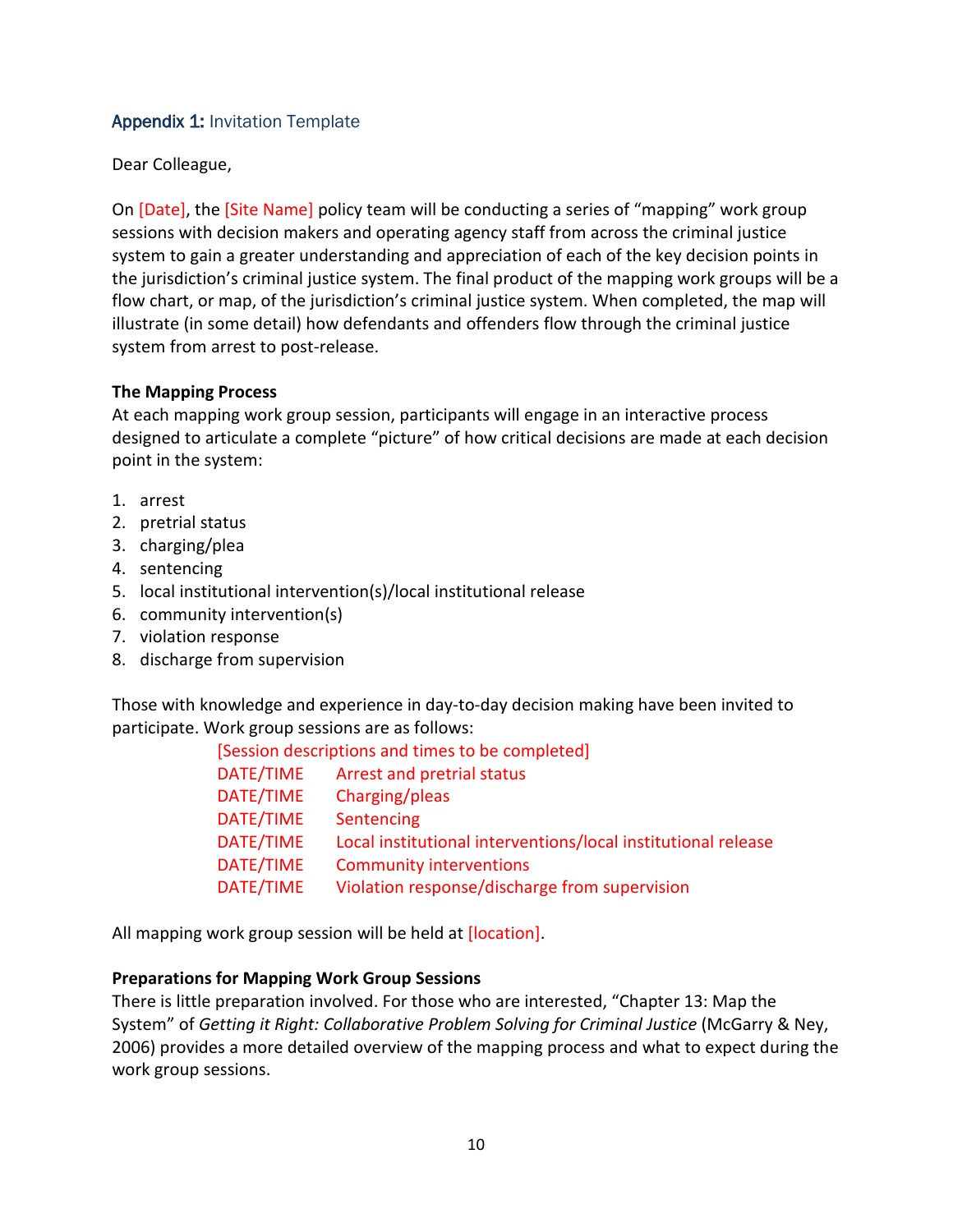## **Appendix 1:** Invitation Template

Dear Colleague,

On [Date], the [Site Name] policy team will be conducting a series of "mapping" work group sessions with decision makers and operating agency staff from across the criminal justice system to gain a greater understanding and appreciation of each of the key decision points in the jurisdiction's criminal justice system. The final product of the mapping work groups will be a flow chart, or map, of the jurisdiction's criminal justice system. When completed, the map will illustrate (in some detail) how defendants and offenders flow through the criminal justice system from arrest to post-release.

**The Mapping Process**

At each mapping work group session, participants will engage in an interactive process designed to articulate a complete "picture" of how critical decisions are made at each decision point in the system:

1. arrest
2. pretrial status
3. charging/plea
4. sentencing
5. local institutional intervention(s)/local institutional release
6. community intervention(s)
7. violation response
8. discharge from supervision

Those with knowledge and experience in day-to-day decision making have been invited to participate. Work group sessions are as follows:

[Session descriptions and times to be completed]

DATE/TIME Arrest and pretrial status
DATE/TIME Charging/pleas
DATE/TIME Sentencing
DATE/TIME Local institutional interventions/local institutional release
DATE/TIME Community interventions
DATE/TIME Violation response/discharge from supervision

All mapping work group session will be held at [location].

**Preparations for Mapping Work Group Sessions**

There is little preparation involved. For those who are interested, "Chapter 13: Map the System" of *Getting it Right: Collaborative Problem Solving for Criminal Justice* (McGarry & Ney, 2006) provides a more detailed overview of the mapping process and what to expect during the work group sessions.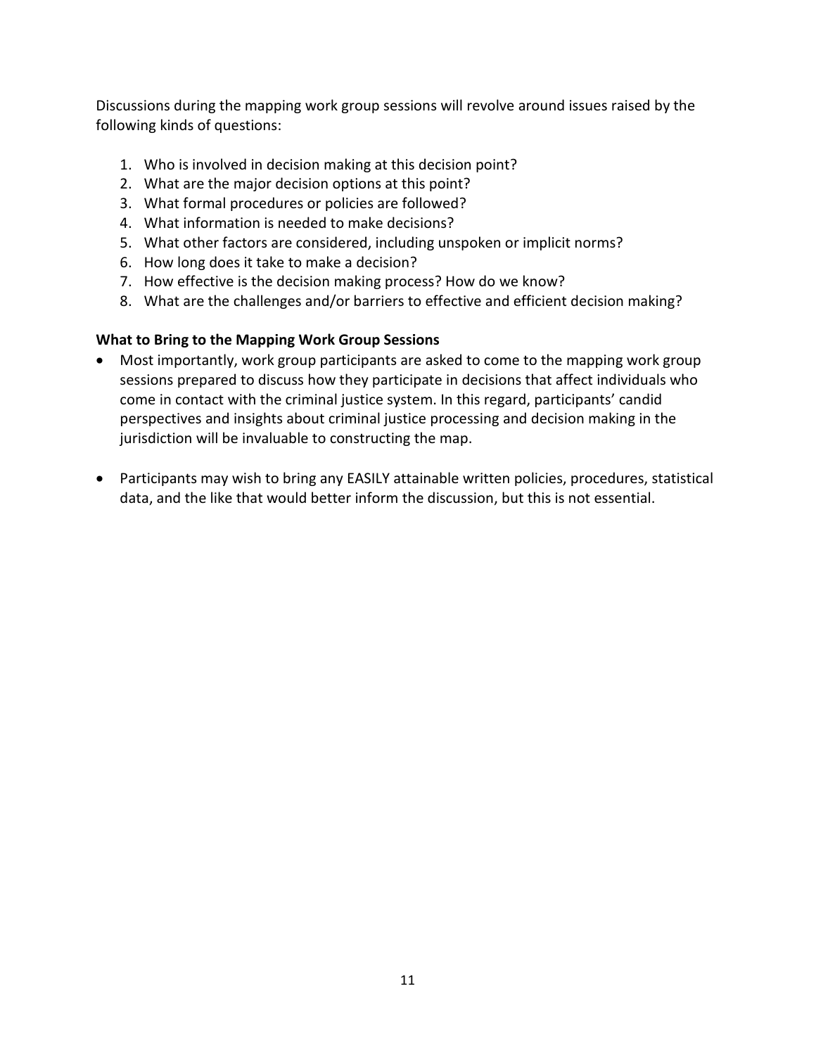Discussions during the mapping work group sessions will revolve around issues raised by the following kinds of questions:

1. Who is involved in decision making at this decision point?
2. What are the major decision options at this point?
3. What formal procedures or policies are followed?
4. What information is needed to make decisions?
5. What other factors are considered, including unspoken or implicit norms?
6. How long does it take to make a decision?
7. How effective is the decision making process? How do we know?
8. What are the challenges and/or barriers to effective and efficient decision making?

**What to Bring to the Mapping Work Group Sessions**

- Most importantly, work group participants are asked to come to the mapping work group sessions prepared to discuss how they participate in decisions that affect individuals who come in contact with the criminal justice system. In this regard, participants' candid perspectives and insights about criminal justice processing and decision making in the jurisdiction will be invaluable to constructing the map.

- Participants may wish to bring any EASILY attainable written policies, procedures, statistical data, and the like that would better inform the discussion, but this is not essential.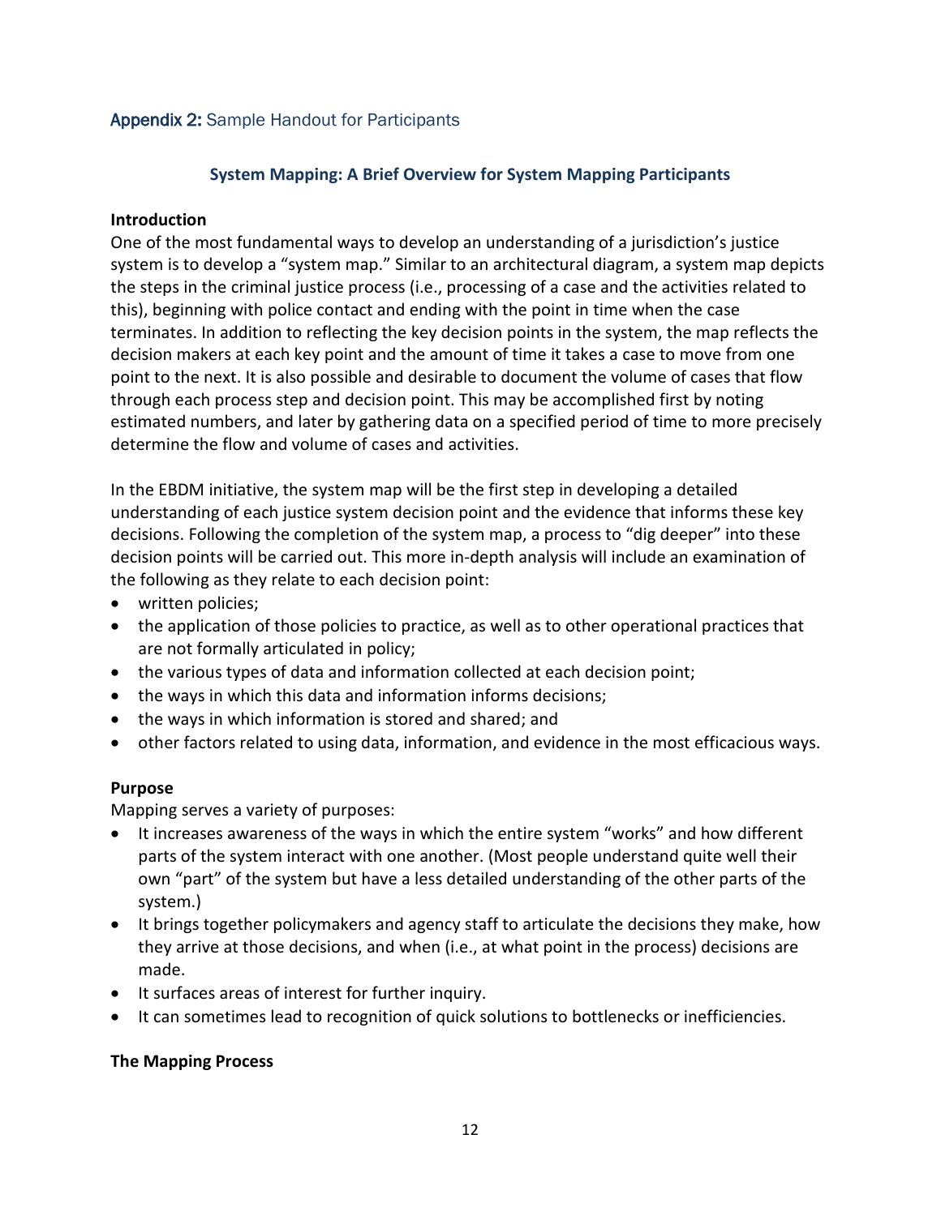## **Appendix 2:** Sample Handout for Participants

### System Mapping: A Brief Overview for System Mapping Participants

**Introduction**

One of the most fundamental ways to develop an understanding of a jurisdiction's justice system is to develop a "system map." Similar to an architectural diagram, a system map depicts the steps in the criminal justice process (i.e., processing of a case and the activities related to this), beginning with police contact and ending with the point in time when the case terminates. In addition to reflecting the key decision points in the system, the map reflects the decision makers at each key point and the amount of time it takes a case to move from one point to the next. It is also possible and desirable to document the volume of cases that flow through each process step and decision point. This may be accomplished first by noting estimated numbers, and later by gathering data on a specified period of time to more precisely determine the flow and volume of cases and activities.

In the EBDM initiative, the system map will be the first step in developing a detailed understanding of each justice system decision point and the evidence that informs these key decisions. Following the completion of the system map, a process to "dig deeper" into these decision points will be carried out. This more in-depth analysis will include an examination of the following as they relate to each decision point:

- written policies;
- the application of those policies to practice, as well as to other operational practices that are not formally articulated in policy;
- the various types of data and information collected at each decision point;
- the ways in which this data and information informs decisions;
- the ways in which information is stored and shared; and
- other factors related to using data, information, and evidence in the most efficacious ways.

**Purpose**

Mapping serves a variety of purposes:

- It increases awareness of the ways in which the entire system "works" and how different parts of the system interact with one another. (Most people understand quite well their own "part" of the system but have a less detailed understanding of the other parts of the system.)
- It brings together policymakers and agency staff to articulate the decisions they make, how they arrive at those decisions, and when (i.e., at what point in the process) decisions are made.
- It surfaces areas of interest for further inquiry.
- It can sometimes lead to recognition of quick solutions to bottlenecks or inefficiencies.

**The Mapping Process**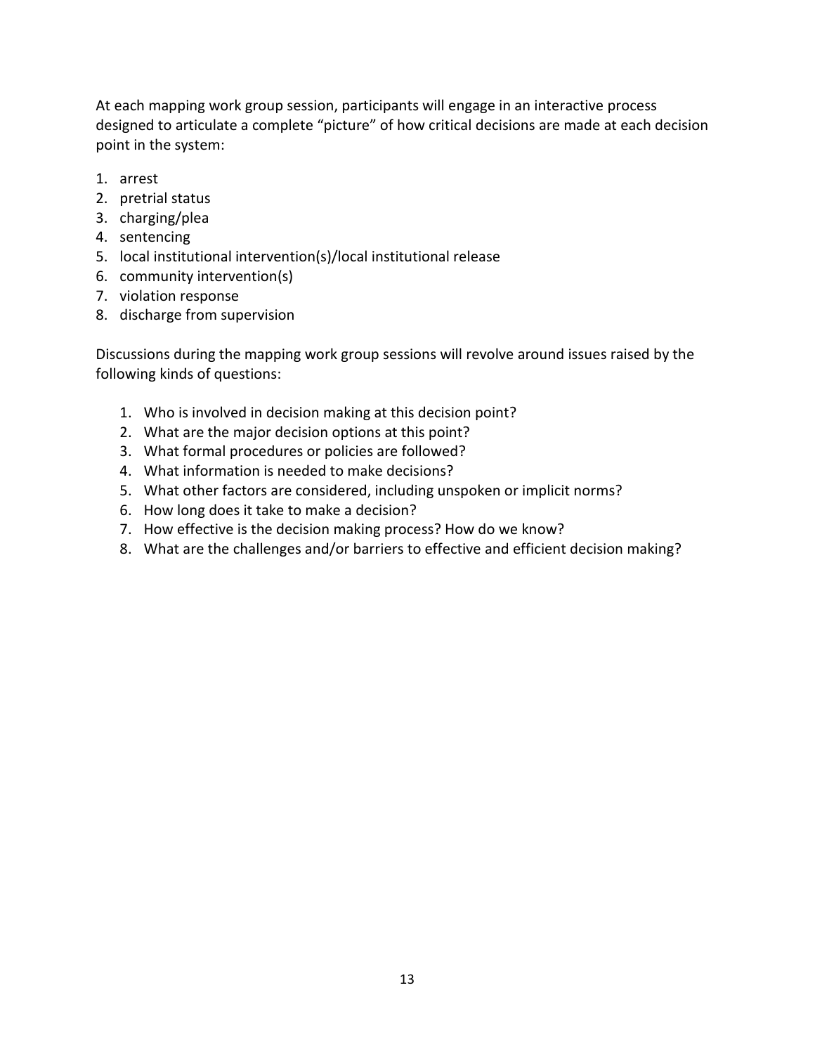At each mapping work group session, participants will engage in an interactive process designed to articulate a complete "picture" of how critical decisions are made at each decision point in the system:

1. arrest
2. pretrial status
3. charging/plea
4. sentencing
5. local institutional intervention(s)/local institutional release
6. community intervention(s)
7. violation response
8. discharge from supervision

Discussions during the mapping work group sessions will revolve around issues raised by the following kinds of questions:

1. Who is involved in decision making at this decision point?
2. What are the major decision options at this point?
3. What formal procedures or policies are followed?
4. What information is needed to make decisions?
5. What other factors are considered, including unspoken or implicit norms?
6. How long does it take to make a decision?
7. How effective is the decision making process? How do we know?
8. What are the challenges and/or barriers to effective and efficient decision making?